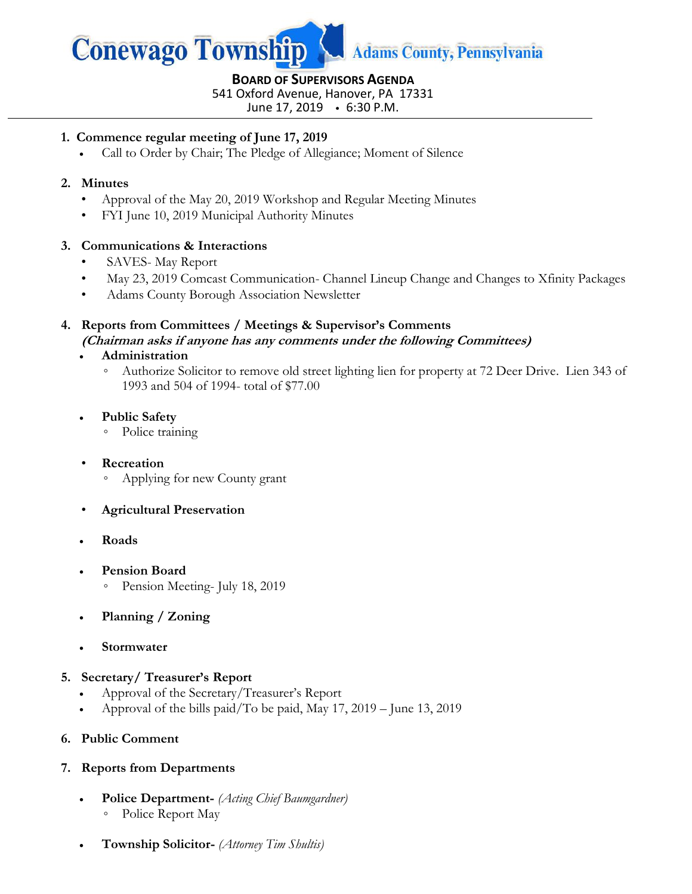# Conewago Township Adams County, Pennsylvania

**BOARD OF SUPERVISORS AGENDA**
541 Oxford Avenue, Hanover, PA 17331
June 17, 2019 • 6:30 P.M.

1. **Commence regular meeting of June 17, 2019**
   - Call to Order by Chair; The Pledge of Allegiance; Moment of Silence

2. **Minutes**
   - Approval of the May 20, 2019 Workshop and Regular Meeting Minutes
   - FYI June 10, 2019 Municipal Authority Minutes

3. **Communications & Interactions**
   - SAVES- May Report
   - May 23, 2019 Comcast Communication- Channel Lineup Change and Changes to Xfinity Packages
   - Adams County Borough Association Newsletter

4. **Reports from Committees / Meetings & Supervisor's Comments**
   ***(Chairman asks if anyone has any comments under the following Committees)***
   - **Administration**
     - Authorize Solicitor to remove old street lighting lien for property at 72 Deer Drive. Lien 343 of 1993 and 504 of 1994- total of $77.00
   - **Public Safety**
     - Police training
   - **Recreation**
     - Applying for new County grant
   - **Agricultural Preservation**
   - **Roads**
   - **Pension Board**
     - Pension Meeting- July 18, 2019
   - **Planning / Zoning**
   - **Stormwater**

5. **Secretary/ Treasurer's Report**
   - Approval of the Secretary/Treasurer's Report
   - Approval of the bills paid/To be paid, May 17, 2019 – June 13, 2019

6. **Public Comment**

7. **Reports from Departments**
   - **Police Department-** *(Acting Chief Baumgardner)*
     - Police Report May
   - **Township Solicitor-** *(Attorney Tim Shultis)*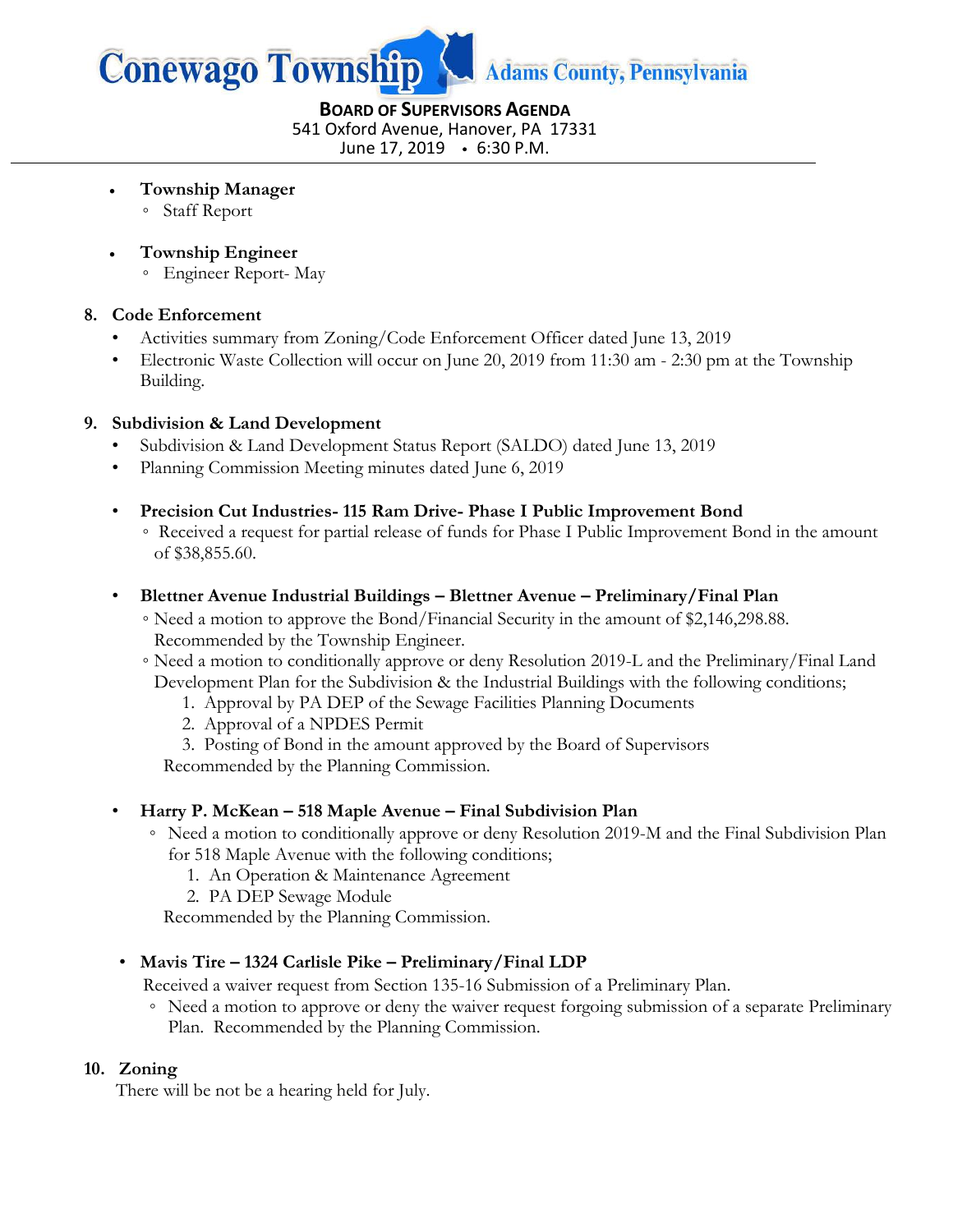# Conewago Township Adams County, Pennsylvania

**BOARD OF SUPERVISORS AGENDA**
541 Oxford Avenue, Hanover, PA 17331
June 17, 2019 • 6:30 P.M.

---

- **Township Manager**
  - Staff Report
- **Township Engineer**
  - Engineer Report- May

## 8. Code Enforcement

- Activities summary from Zoning/Code Enforcement Officer dated June 13, 2019
- Electronic Waste Collection will occur on June 20, 2019 from 11:30 am - 2:30 pm at the Township Building.

## 9. Subdivision & Land Development

- Subdivision & Land Development Status Report (SALDO) dated June 13, 2019
- Planning Commission Meeting minutes dated June 6, 2019

- **Precision Cut Industries- 115 Ram Drive- Phase I Public Improvement Bond**
  - Received a request for partial release of funds for Phase I Public Improvement Bond in the amount of $38,855.60.

- **Blettner Avenue Industrial Buildings – Blettner Avenue – Preliminary/Final Plan**
  - Need a motion to approve the Bond/Financial Security in the amount of $2,146,298.88. Recommended by the Township Engineer.
  - Need a motion to conditionally approve or deny Resolution 2019-L and the Preliminary/Final Land Development Plan for the Subdivision & the Industrial Buildings with the following conditions;
    1. Approval by PA DEP of the Sewage Facilities Planning Documents
    2. Approval of a NPDES Permit
    3. Posting of Bond in the amount approved by the Board of Supervisors

    Recommended by the Planning Commission.

- **Harry P. McKean – 518 Maple Avenue – Final Subdivision Plan**
  - Need a motion to conditionally approve or deny Resolution 2019-M and the Final Subdivision Plan for 518 Maple Avenue with the following conditions;
    1. An Operation & Maintenance Agreement
    2. PA DEP Sewage Module

    Recommended by the Planning Commission.

- **Mavis Tire – 1324 Carlisle Pike – Preliminary/Final LDP**

  Received a waiver request from Section 135-16 Submission of a Preliminary Plan.
  - Need a motion to approve or deny the waiver request forgoing submission of a separate Preliminary Plan. Recommended by the Planning Commission.

## 10. Zoning

There will be not be a hearing held for July.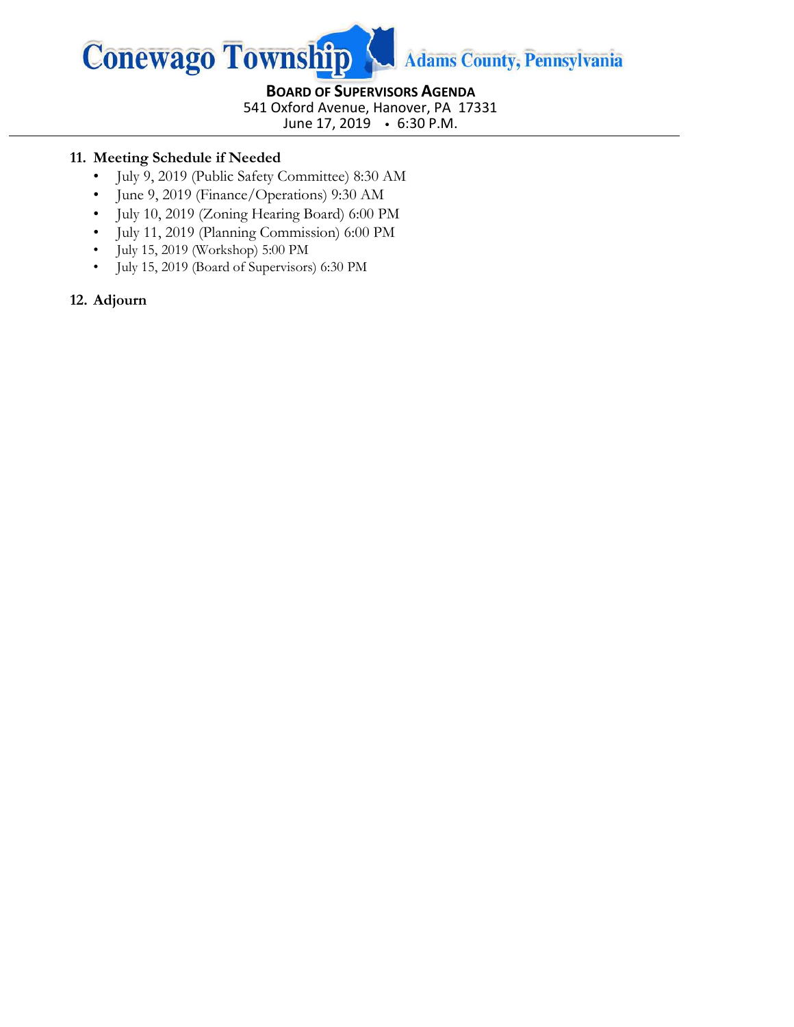**BOARD OF SUPERVISORS AGENDA**
541 Oxford Avenue, Hanover, PA 17331
June 17, 2019 • 6:30 P.M.

**11. Meeting Schedule if Needed**

- July 9, 2019 (Public Safety Committee) 8:30 AM
- June 9, 2019 (Finance/Operations) 9:30 AM
- July 10, 2019 (Zoning Hearing Board) 6:00 PM
- July 11, 2019 (Planning Commission) 6:00 PM
- July 15, 2019 (Workshop) 5:00 PM
- July 15, 2019 (Board of Supervisors) 6:30 PM

**12. Adjourn**